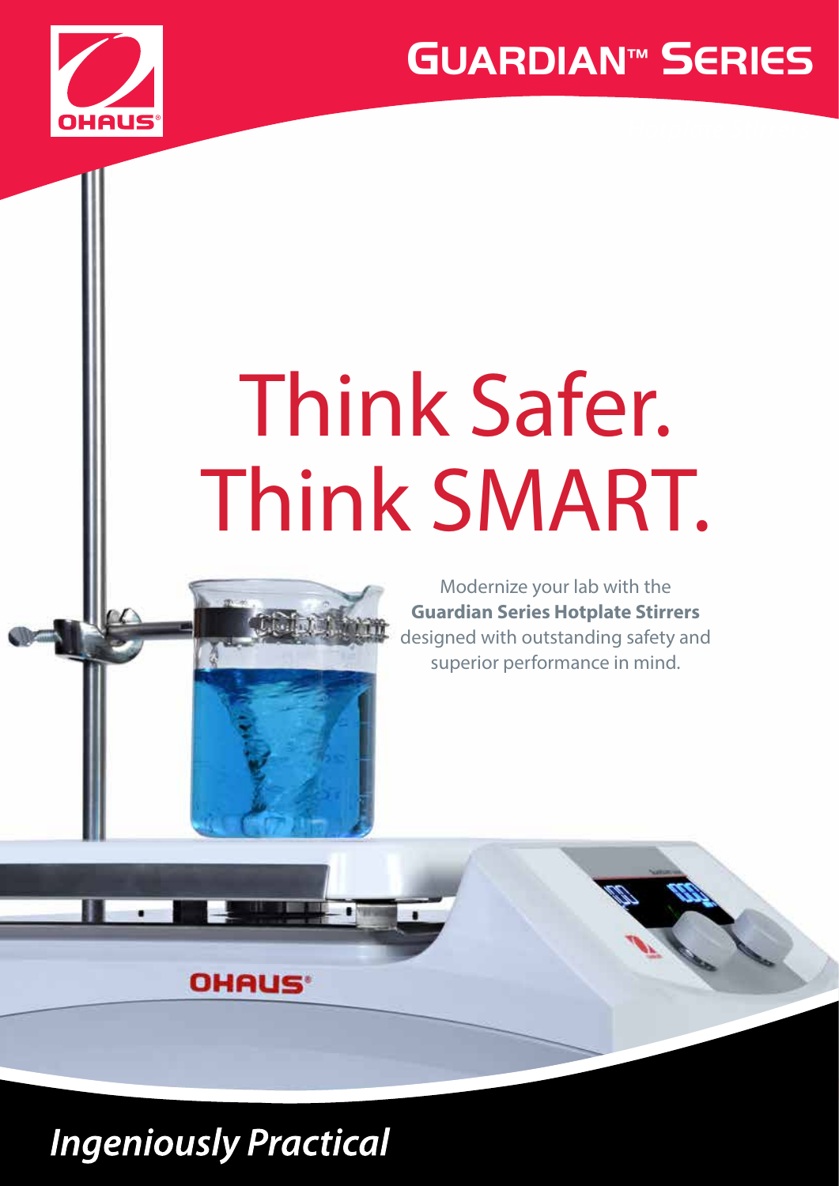# Guardian™ Series

# Think Safer. Think SMART.

Modernize your lab with the **Guardian Series Hotplate Stirrers** designed with outstanding safety and superior performance in mind.

*Ingeniously Practical*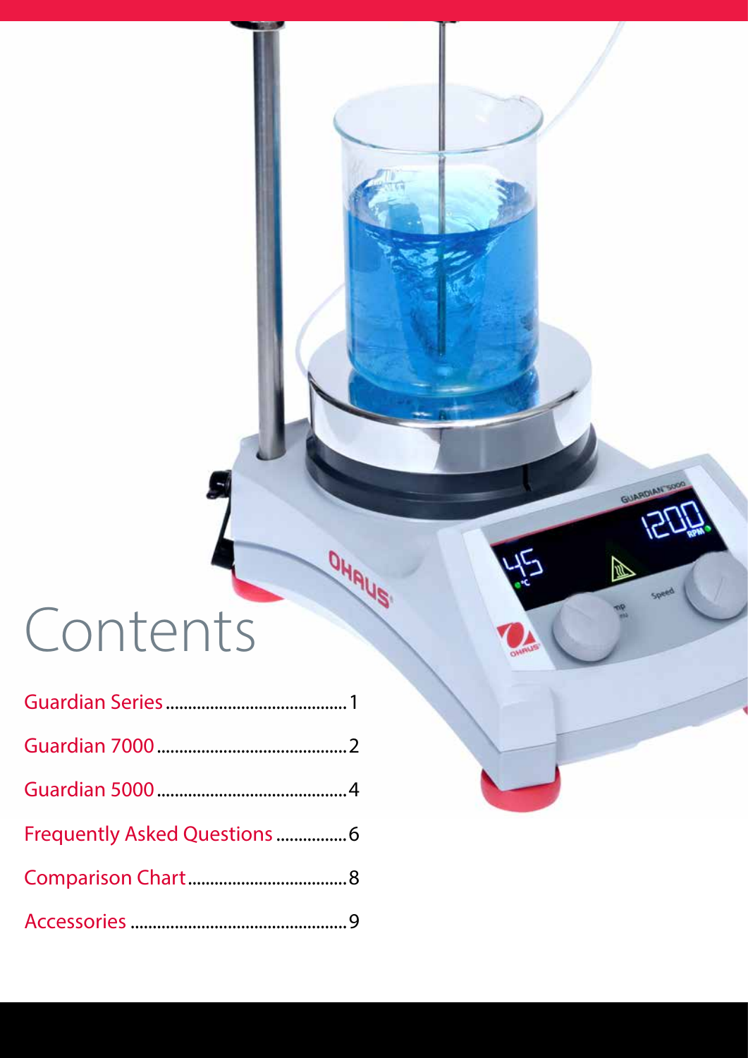# Contents

Guardian Series ........................................ 1

Guardian 7000 ........................................... 2

Guardian 5000 ........................................... 4

Frequently Asked Questions ................ 6

Comparison Chart.................................... 8

Accessories ................................................ 9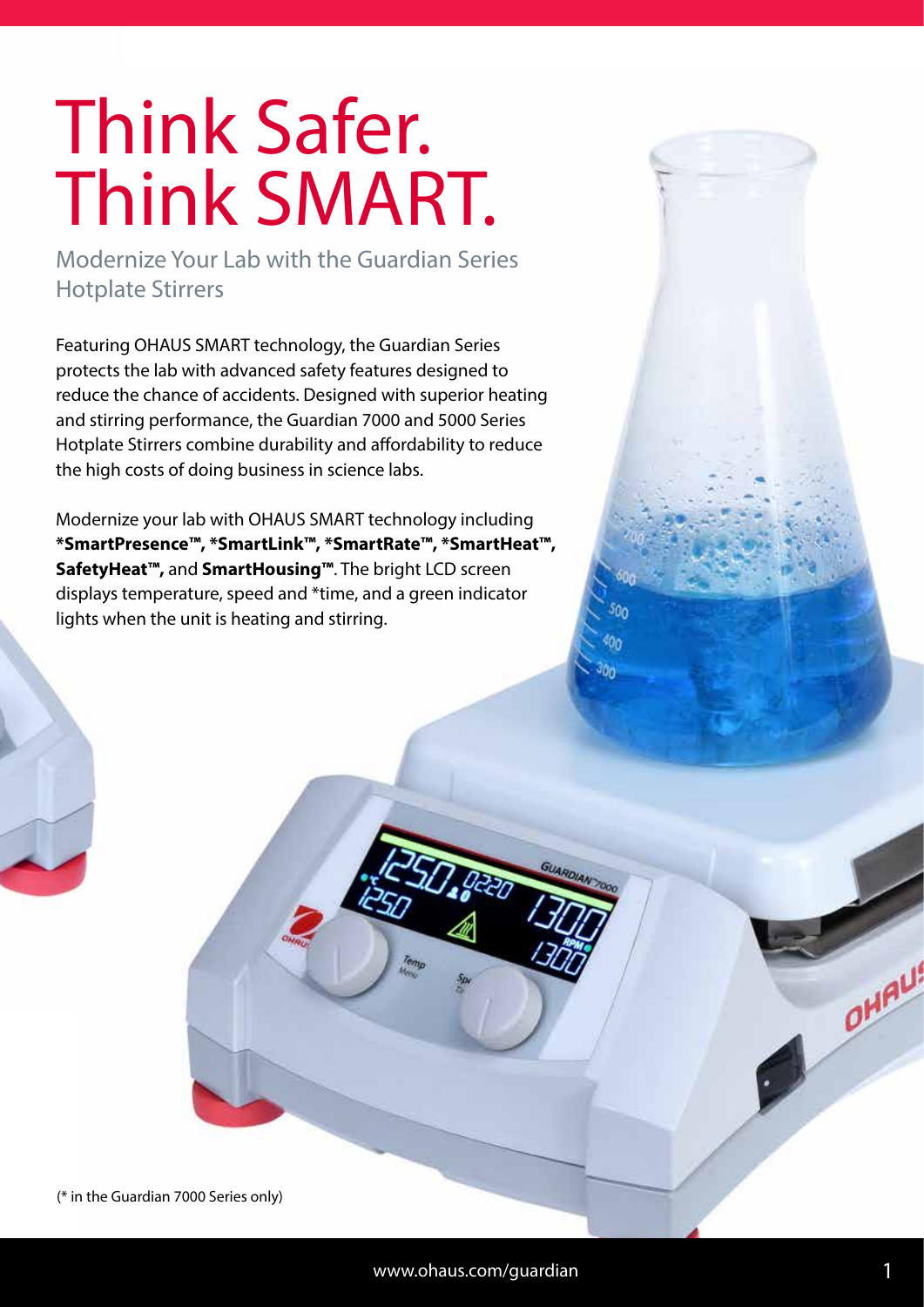# Think Safer. Think SMART.

## Modernize Your Lab with the Guardian Series Hotplate Stirrers

Featuring OHAUS SMART technology, the Guardian Series protects the lab with advanced safety features designed to reduce the chance of accidents. Designed with superior heating and stirring performance, the Guardian 7000 and 5000 Series Hotplate Stirrers combine durability and affordability to reduce the high costs of doing business in science labs.

Modernize your lab with OHAUS SMART technology including **\*SmartPresence™, \*SmartLink™, \*SmartRate™, \*SmartHeat™, SafetyHeat™,** and **SmartHousing™**. The bright LCD screen displays temperature, speed and \*time, and a green indicator lights when the unit is heating and stirring.

(\* in the Guardian 7000 Series only)

www.ohaus.com/guardian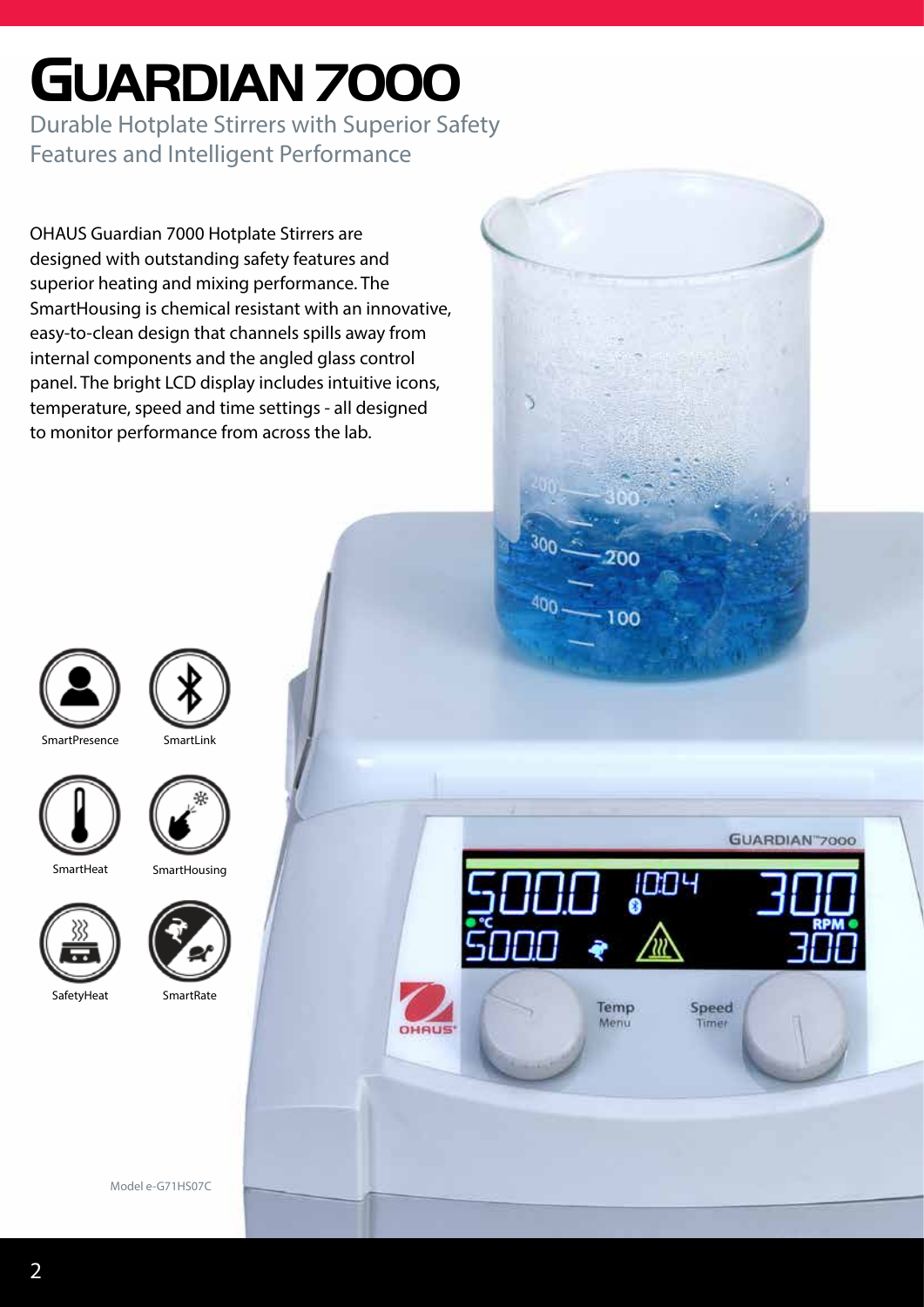# GUARDIAN 7000

## Durable Hotplate Stirrers with Superior Safety Features and Intelligent Performance

OHAUS Guardian 7000 Hotplate Stirrers are designed with outstanding safety features and superior heating and mixing performance. The SmartHousing is chemical resistant with an innovative, easy-to-clean design that channels spills away from internal components and the angled glass control panel. The bright LCD display includes intuitive icons, temperature, speed and time settings - all designed to monitor performance from across the lab.

SmartPresence

SmartLink

SmartHeat

SmartHousing

SafetyHeat

SmartRate

Model e-G71HS07C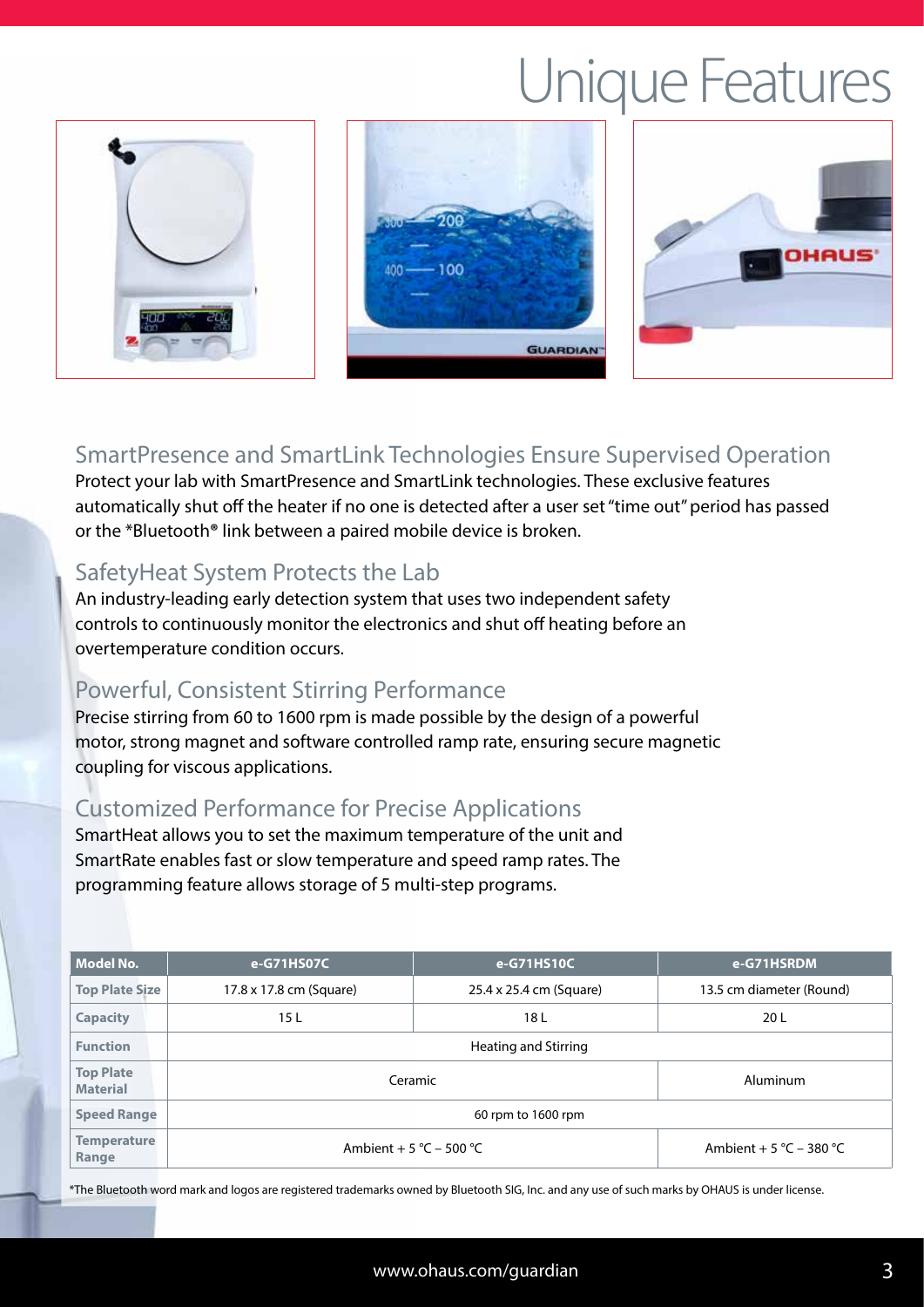# Unique Features

## SmartPresence and SmartLink Technologies Ensure Supervised Operation

Protect your lab with SmartPresence and SmartLink technologies. These exclusive features automatically shut off the heater if no one is detected after a user set "time out" period has passed or the *Bluetooth® link between a paired mobile device is broken.

## SafetyHeat System Protects the Lab

An industry-leading early detection system that uses two independent safety controls to continuously monitor the electronics and shut off heating before an overtemperature condition occurs.

## Powerful, Consistent Stirring Performance

Precise stirring from 60 to 1600 rpm is made possible by the design of a powerful motor, strong magnet and software controlled ramp rate, ensuring secure magnetic coupling for viscous applications.

## Customized Performance for Precise Applications

SmartHeat allows you to set the maximum temperature of the unit and SmartRate enables fast or slow temperature and speed ramp rates. The programming feature allows storage of 5 multi-step programs.

| Model No. | e-G71HS07C | e-G71HS10C | e-G71HSRDM |
| --- | --- | --- | --- |
| Top Plate Size | 17.8 x 17.8 cm (Square) | 25.4 x 25.4 cm (Square) | 13.5 cm diameter (Round) |
| Capacity | 15 L | 18 L | 20 L |
| Function | Heating and Stirring | | |
| Top Plate Material | Ceramic | | Aluminum |
| Speed Range | 60 rpm to 1600 rpm | | |
| Temperature Range | Ambient + 5 °C – 500 °C | | Ambient + 5 °C – 380 °C |

*The Bluetooth word mark and logos are registered trademarks owned by Bluetooth SIG, Inc. and any use of such marks by OHAUS is under license.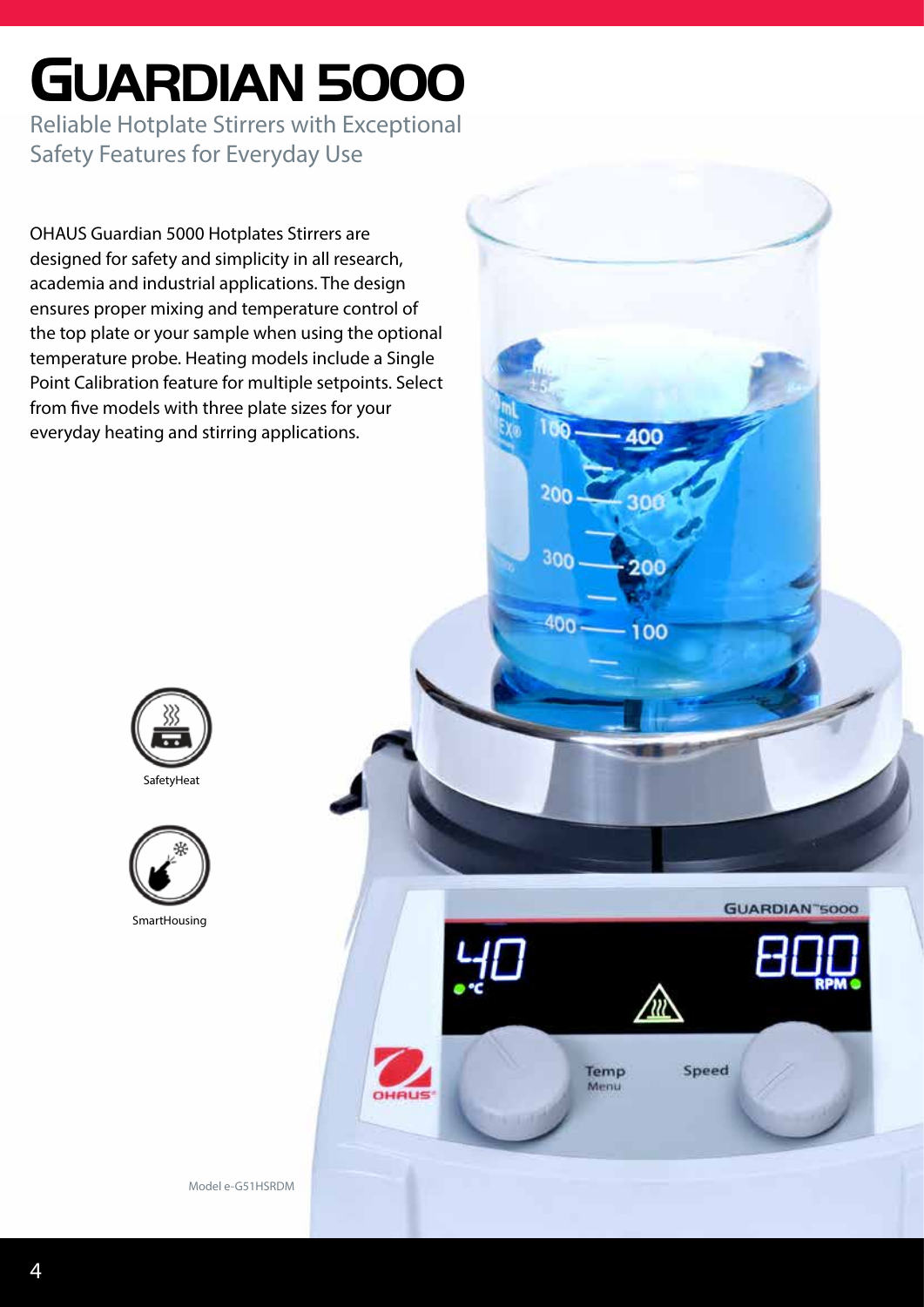# GUARDIAN 5000

Reliable Hotplate Stirrers with Exceptional Safety Features for Everyday Use

OHAUS Guardian 5000 Hotplates Stirrers are designed for safety and simplicity in all research, academia and industrial applications. The design ensures proper mixing and temperature control of the top plate or your sample when using the optional temperature probe. Heating models include a Single Point Calibration feature for multiple setpoints. Select from five models with three plate sizes for your everyday heating and stirring applications.

SafetyHeat

SmartHousing

Model e-G51HSRDM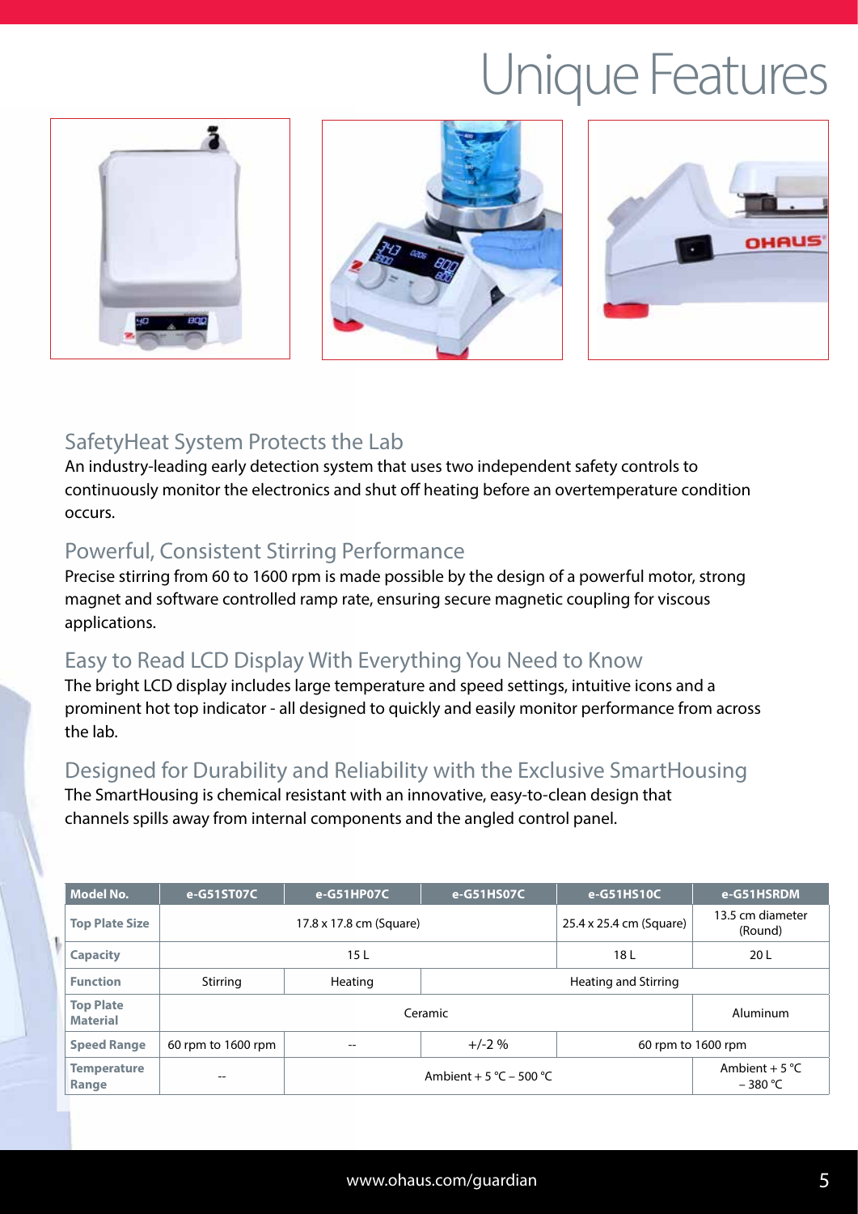# Unique Features

## SafetyHeat System Protects the Lab

An industry-leading early detection system that uses two independent safety controls to continuously monitor the electronics and shut off heating before an overtemperature condition occurs.

## Powerful, Consistent Stirring Performance

Precise stirring from 60 to 1600 rpm is made possible by the design of a powerful motor, strong magnet and software controlled ramp rate, ensuring secure magnetic coupling for viscous applications.

## Easy to Read LCD Display With Everything You Need to Know

The bright LCD display includes large temperature and speed settings, intuitive icons and a prominent hot top indicator - all designed to quickly and easily monitor performance from across the lab.

## Designed for Durability and Reliability with the Exclusive SmartHousing

The SmartHousing is chemical resistant with an innovative, easy-to-clean design that channels spills away from internal components and the angled control panel.

| Model No. | e-G51ST07C | e-G51HP07C | e-G51HS07C | e-G51HS10C | e-G51HSRDM |
|---|---|---|---|---|---|
| **Top Plate Size** | 17.8 x 17.8 cm (Square) | | | 25.4 x 25.4 cm (Square) | 13.5 cm diameter (Round) |
| **Capacity** | 15 L | | | 18 L | 20 L |
| **Function** | Stirring | Heating | Heating and Stirring | | |
| **Top Plate Material** | Ceramic | | | | Aluminum |
| **Speed Range** | 60 rpm to 1600 rpm | -- | +/-2 % | 60 rpm to 1600 rpm | |
| **Temperature Range** | -- | Ambient + 5 °C – 500 °C | | | Ambient + 5 °C – 380 °C |

www.ohaus.com/guardian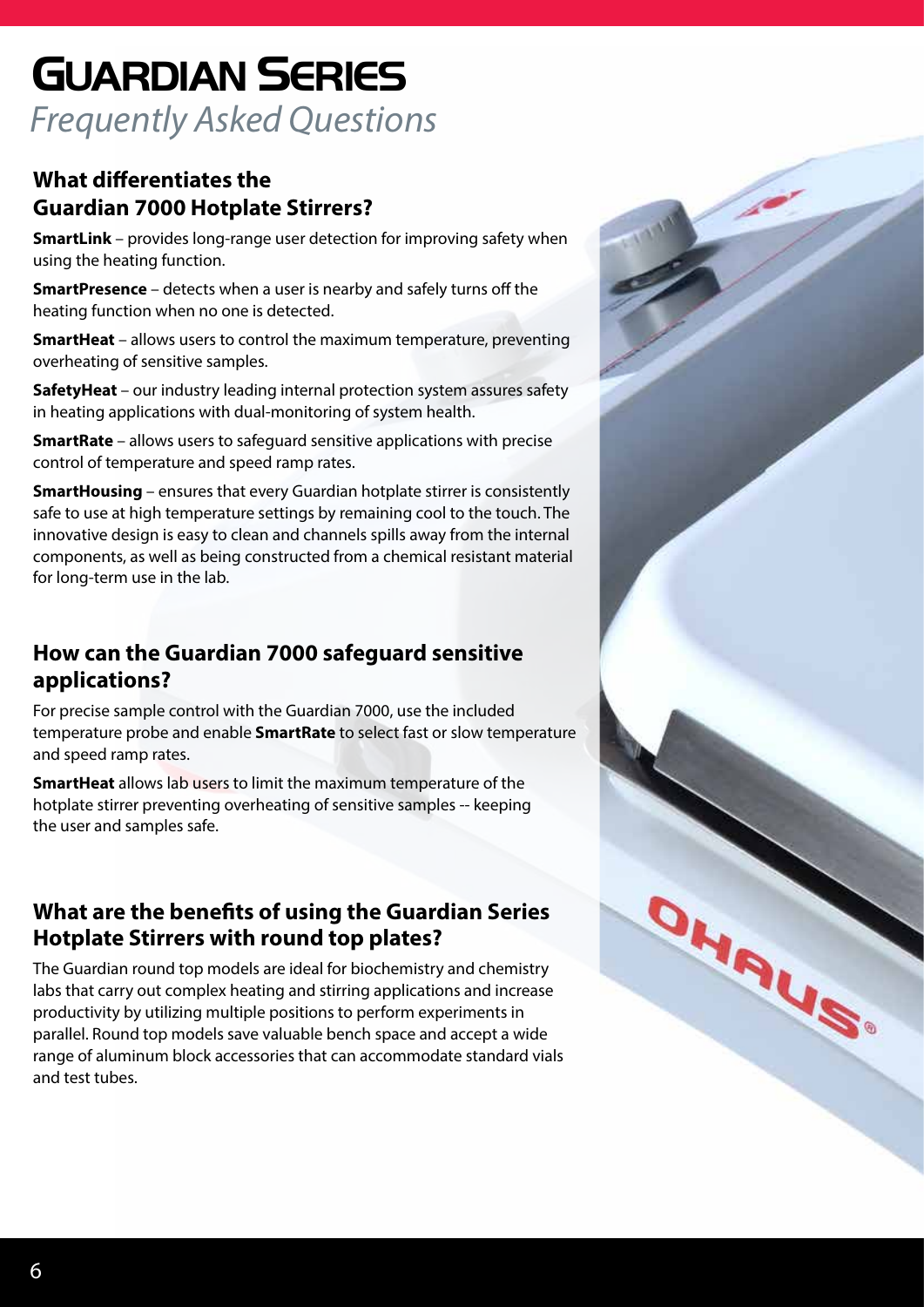# Guardian Series

*Frequently Asked Questions*

## What differentiates the Guardian 7000 Hotplate Stirrers?

**SmartLink** – provides long-range user detection for improving safety when using the heating function.

**SmartPresence** – detects when a user is nearby and safely turns off the heating function when no one is detected.

**SmartHeat** – allows users to control the maximum temperature, preventing overheating of sensitive samples.

**SafetyHeat** – our industry leading internal protection system assures safety in heating applications with dual-monitoring of system health.

**SmartRate** – allows users to safeguard sensitive applications with precise control of temperature and speed ramp rates.

**SmartHousing** – ensures that every Guardian hotplate stirrer is consistently safe to use at high temperature settings by remaining cool to the touch. The innovative design is easy to clean and channels spills away from the internal components, as well as being constructed from a chemical resistant material for long-term use in the lab.

## How can the Guardian 7000 safeguard sensitive applications?

For precise sample control with the Guardian 7000, use the included temperature probe and enable **SmartRate** to select fast or slow temperature and speed ramp rates.

**SmartHeat** allows lab users to limit the maximum temperature of the hotplate stirrer preventing overheating of sensitive samples -- keeping the user and samples safe.

## What are the benefits of using the Guardian Series Hotplate Stirrers with round top plates?

The Guardian round top models are ideal for biochemistry and chemistry labs that carry out complex heating and stirring applications and increase productivity by utilizing multiple positions to perform experiments in parallel. Round top models save valuable bench space and accept a wide range of aluminum block accessories that can accommodate standard vials and test tubes.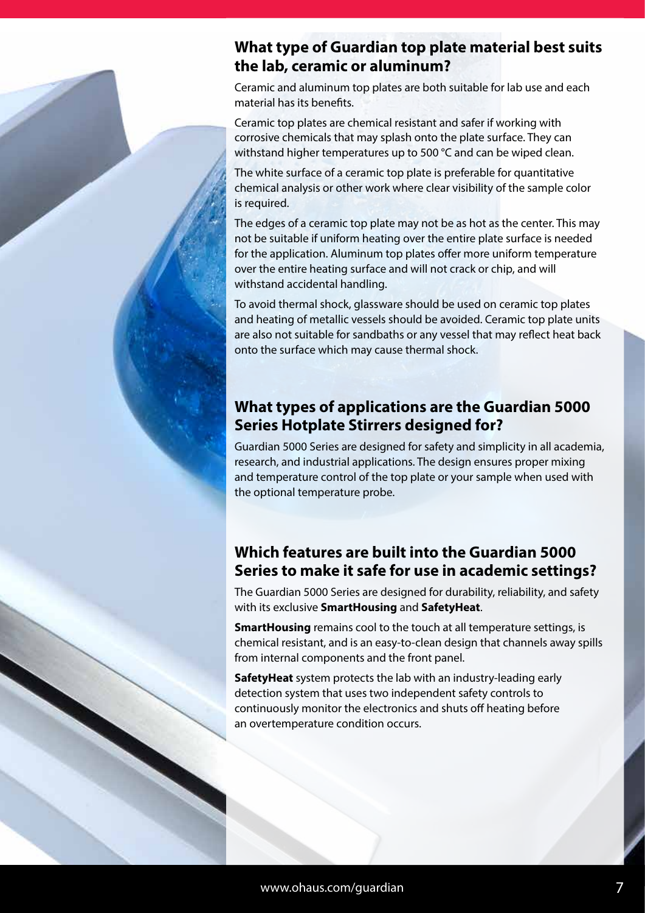## What type of Guardian top plate material best suits the lab, ceramic or aluminum?

Ceramic and aluminum top plates are both suitable for lab use and each material has its benefits.

Ceramic top plates are chemical resistant and safer if working with corrosive chemicals that may splash onto the plate surface. They can withstand higher temperatures up to 500 °C and can be wiped clean.

The white surface of a ceramic top plate is preferable for quantitative chemical analysis or other work where clear visibility of the sample color is required.

The edges of a ceramic top plate may not be as hot as the center. This may not be suitable if uniform heating over the entire plate surface is needed for the application. Aluminum top plates offer more uniform temperature over the entire heating surface and will not crack or chip, and will withstand accidental handling.

To avoid thermal shock, glassware should be used on ceramic top plates and heating of metallic vessels should be avoided. Ceramic top plate units are also not suitable for sandbaths or any vessel that may reflect heat back onto the surface which may cause thermal shock.

## What types of applications are the Guardian 5000 Series Hotplate Stirrers designed for?

Guardian 5000 Series are designed for safety and simplicity in all academia, research, and industrial applications. The design ensures proper mixing and temperature control of the top plate or your sample when used with the optional temperature probe.

## Which features are built into the Guardian 5000 Series to make it safe for use in academic settings?

The Guardian 5000 Series are designed for durability, reliability, and safety with its exclusive **SmartHousing** and **SafetyHeat**.

**SmartHousing** remains cool to the touch at all temperature settings, is chemical resistant, and is an easy-to-clean design that channels away spills from internal components and the front panel.

**SafetyHeat** system protects the lab with an industry-leading early detection system that uses two independent safety controls to continuously monitor the electronics and shuts off heating before an overtemperature condition occurs.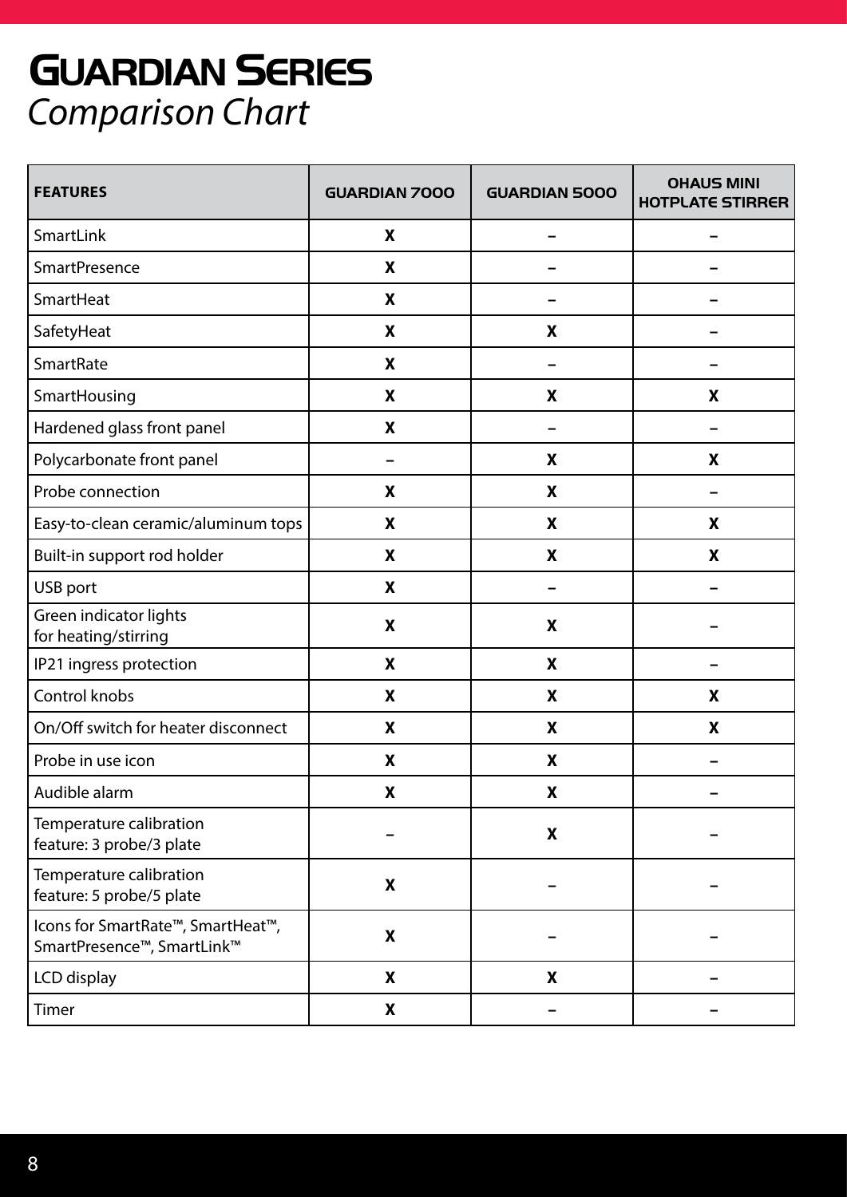# Guardian Series

*Comparison Chart*

| FEATURES | GUARDIAN 7000 | GUARDIAN 5000 | OHAUS MINI HOTPLATE STIRRER |
|---|---|---|---|
| SmartLink | X | – | – |
| SmartPresence | X | – | – |
| SmartHeat | X | – | – |
| SafetyHeat | X | X | – |
| SmartRate | X | – | – |
| SmartHousing | X | X | X |
| Hardened glass front panel | X | – | – |
| Polycarbonate front panel | – | X | X |
| Probe connection | X | X | – |
| Easy-to-clean ceramic/aluminum tops | X | X | X |
| Built-in support rod holder | X | X | X |
| USB port | X | – | – |
| Green indicator lights for heating/stirring | X | X | – |
| IP21 ingress protection | X | X | – |
| Control knobs | X | X | X |
| On/Off switch for heater disconnect | X | X | X |
| Probe in use icon | X | X | – |
| Audible alarm | X | X | – |
| Temperature calibration feature: 3 probe/3 plate | – | X | – |
| Temperature calibration feature: 5 probe/5 plate | X | – | – |
| Icons for SmartRate™, SmartHeat™, SmartPresence™, SmartLink™ | X | – | – |
| LCD display | X | X | – |
| Timer | X | – | – |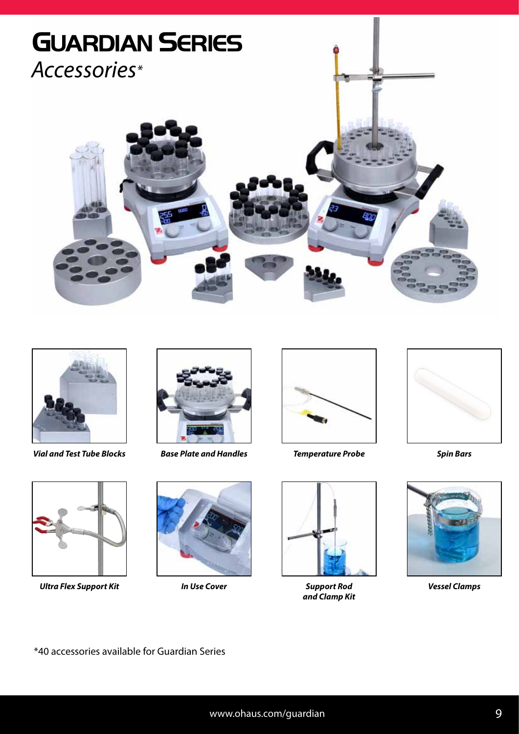# Guardian Series

## *Accessories**

***Vial and Test Tube Blocks***

***Base Plate and Handles***

***Temperature Probe***

***Spin Bars***

***Ultra Flex Support Kit***

***In Use Cover***

***Support Rod and Clamp Kit***

***Vessel Clamps***

*40 accessories available for Guardian Series

www.ohaus.com/guardian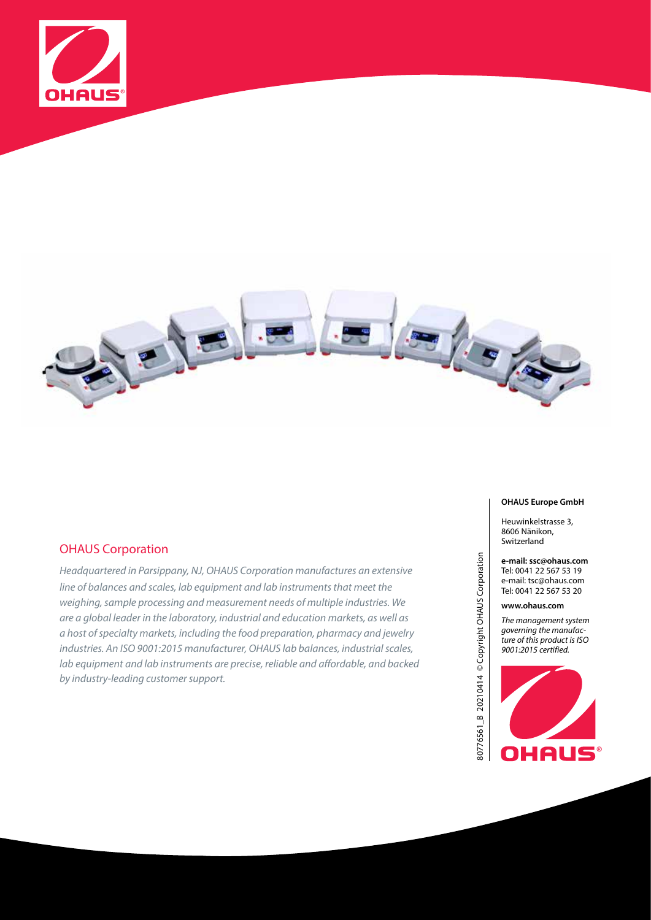## OHAUS Corporation

*Headquartered in Parsippany, NJ, OHAUS Corporation manufactures an extensive line of balances and scales, lab equipment and lab instruments that meet the weighing, sample processing and measurement needs of multiple industries. We are a global leader in the laboratory, industrial and education markets, as well as a host of specialty markets, including the food preparation, pharmacy and jewelry industries. An ISO 9001:2015 manufacturer, OHAUS lab balances, industrial scales, lab equipment and lab instruments are precise, reliable and affordable, and backed by industry-leading customer support.*

80776561_B 20210414 © Copyright OHAUS Corporation

**OHAUS Europe GmbH**

Heuwinkelstrasse 3,
8606 Nänikon,
Switzerland

**e-mail: ssc@ohaus.com**
Tel: 0041 22 567 53 19
e-mail: tsc@ohaus.com
Tel: 0041 22 567 53 20

**www.ohaus.com**

*The management system governing the manufacture of this product is ISO 9001:2015 certified.*